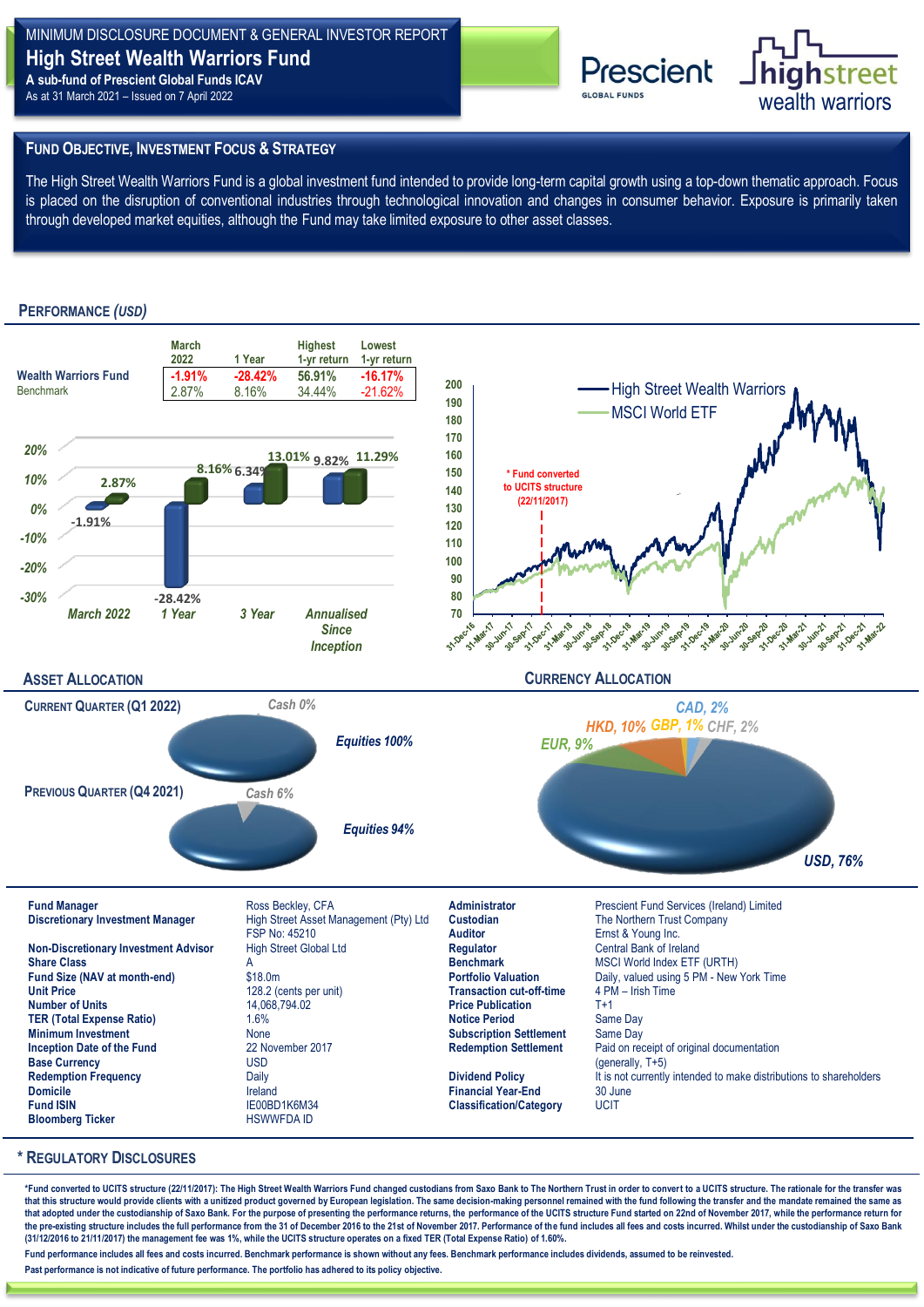# MINIMUM DISCLOSURE DOCUMENT & GENERAL INVESTOR REPORT

## High Street Wealth Warriors Fund

**A sub-fund of Prescient Global Funds ICAV**

As at 31 March 2021 – Issued on 7 April 2022

## FUND OBJECTIVE, INVESTMENT FOCUS & STRATEGY

The High Street Wealth Warriors Fund is a global investment fund intended to provide long-term capital growth using a top-down thematic approach. Focus is placed on the disruption of conventional industries through technological innovation and changes in consumer behavior. Exposure is primarily taken through developed market equities, although the Fund may take limited exposure to other asset classes.

## PERFORMANCE *(USD)*

| | March 2022 | 1 Year | Highest 1-yr return | Lowest 1-yr return |
|---|---|---|---|---|
| Wealth Warriors Fund | -1.91% | -28.42% | 56.91% | -16.17% |
| Benchmark | 2.87% | 8.16% | 34.44% | -21.62% |

| | Wealth Warriors Fund | Benchmark |
|---|---|---|
| March 2022 | -1.91% | 2.87% |
| 1 Year | -28.42% | 8.16% |
| 3 Year | 6.34% | 13.01% |
| Annualised Since Inception | 9.82% | 11.29% |

High Street Wealth Warriors / MSCI World ETF

\* Fund converted to UCITS structure (22/11/2017)

## ASSET ALLOCATION

**CURRENT QUARTER (Q1 2022)**

- Equities 100%
- Cash 0%

**PREVIOUS QUARTER (Q4 2021)**

- Equities 94%
- Cash 6%

## CURRENCY ALLOCATION

- USD, 76%
- HKD, 10%
- EUR, 9%
- CAD, 2%
- CHF, 2%
- GBP, 1%

| | | | |
|---|---|---|---|
| **Fund Manager** | Ross Beckley, CFA | **Administrator** | Prescient Fund Services (Ireland) Limited |
| **Discretionary Investment Manager** | High Street Asset Management (Pty) Ltd FSP No: 45210 | **Custodian** | The Northern Trust Company |
| | | **Auditor** | Ernst & Young Inc. |
| **Non-Discretionary Investment Advisor** | High Street Global Ltd | **Regulator** | Central Bank of Ireland |
| **Share Class** | A | **Benchmark** | MSCI World Index ETF (URTH) |
| **Fund Size (NAV at month-end)** | $18.0m | **Portfolio Valuation** | Daily, valued using 5 PM - New York Time |
| **Unit Price** | 128.2 (cents per unit) | **Transaction cut-off-time** | 4 PM – Irish Time |
| **Number of Units** | 14,068,794.02 | **Price Publication** | T+1 |
| **TER (Total Expense Ratio)** | 1.6% | **Notice Period** | Same Day |
| **Minimum Investment** | None | **Subscription Settlement** | Same Day |
| **Inception Date of the Fund** | 22 November 2017 | **Redemption Settlement** | Paid on receipt of original documentation (generally, T+5) |
| **Base Currency** | USD | | |
| **Redemption Frequency** | Daily | **Dividend Policy** | It is not currently intended to make distributions to shareholders |
| **Domicile** | Ireland | **Financial Year-End** | 30 June |
| **Fund ISIN** | IE00BD1K6M34 | **Classification/Category** | UCIT |
| **Bloomberg Ticker** | HSWWFDA ID | | |

## * REGULATORY DISCLOSURES

**\*Fund converted to UCITS structure (22/11/2017): The High Street Wealth Warriors Fund changed custodians from Saxo Bank to The Northern Trust in order to convert to a UCITS structure. The rationale for the transfer was that this structure would provide clients with a unitized product governed by European legislation. The same decision-making personnel remained with the fund following the transfer and the mandate remained the same as that adopted under the custodianship of Saxo Bank. For the purpose of presenting the performance returns, the performance of the UCITS structure Fund started on 22nd of November 2017, while the performance return for the pre-existing structure includes the full performance from the 31 of December 2016 to the 21st of November 2017. Performance of the fund includes all fees and costs incurred. Whilst under the custodianship of Saxo Bank (31/12/2016 to 21/11/2017) the management fee was 1%, while the UCITS structure operates on a fixed TER (Total Expense Ratio) of 1.60%.**

**Fund performance includes all fees and costs incurred. Benchmark performance is shown without any fees. Benchmark performance includes dividends, assumed to be reinvested.**

**Past performance is not indicative of future performance. The portfolio has adhered to its policy objective.**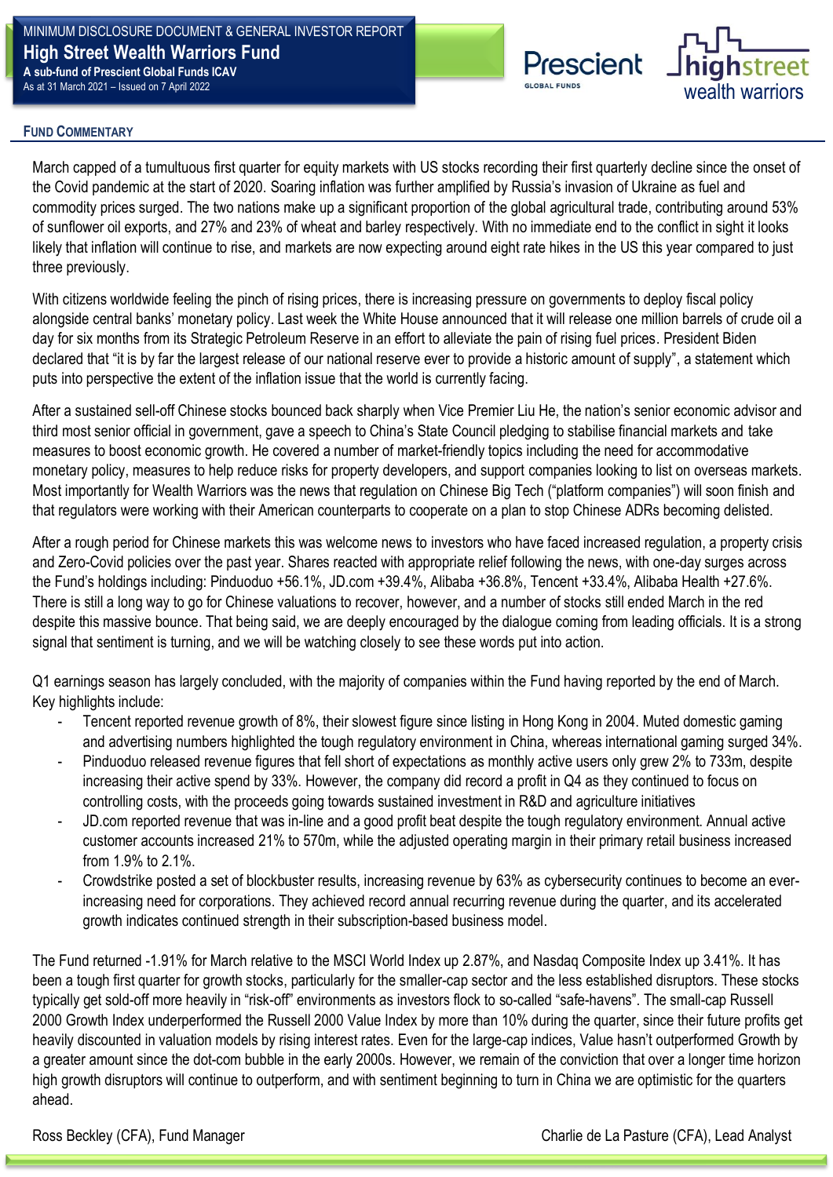## Fund Commentary

March capped of a tumultuous first quarter for equity markets with US stocks recording their first quarterly decline since the onset of the Covid pandemic at the start of 2020. Soaring inflation was further amplified by Russia's invasion of Ukraine as fuel and commodity prices surged. The two nations make up a significant proportion of the global agricultural trade, contributing around 53% of sunflower oil exports, and 27% and 23% of wheat and barley respectively. With no immediate end to the conflict in sight it looks likely that inflation will continue to rise, and markets are now expecting around eight rate hikes in the US this year compared to just three previously.

With citizens worldwide feeling the pinch of rising prices, there is increasing pressure on governments to deploy fiscal policy alongside central banks' monetary policy. Last week the White House announced that it will release one million barrels of crude oil a day for six months from its Strategic Petroleum Reserve in an effort to alleviate the pain of rising fuel prices. President Biden declared that "it is by far the largest release of our national reserve ever to provide a historic amount of supply", a statement which puts into perspective the extent of the inflation issue that the world is currently facing.

After a sustained sell-off Chinese stocks bounced back sharply when Vice Premier Liu He, the nation's senior economic advisor and third most senior official in government, gave a speech to China's State Council pledging to stabilise financial markets and take measures to boost economic growth. He covered a number of market-friendly topics including the need for accommodative monetary policy, measures to help reduce risks for property developers, and support companies looking to list on overseas markets. Most importantly for Wealth Warriors was the news that regulation on Chinese Big Tech ("platform companies") will soon finish and that regulators were working with their American counterparts to cooperate on a plan to stop Chinese ADRs becoming delisted.

After a rough period for Chinese markets this was welcome news to investors who have faced increased regulation, a property crisis and Zero-Covid policies over the past year. Shares reacted with appropriate relief following the news, with one-day surges across the Fund's holdings including: Pinduoduo +56.1%, JD.com +39.4%, Alibaba +36.8%, Tencent +33.4%, Alibaba Health +27.6%. There is still a long way to go for Chinese valuations to recover, however, and a number of stocks still ended March in the red despite this massive bounce. That being said, we are deeply encouraged by the dialogue coming from leading officials. It is a strong signal that sentiment is turning, and we will be watching closely to see these words put into action.

Q1 earnings season has largely concluded, with the majority of companies within the Fund having reported by the end of March. Key highlights include:

- Tencent reported revenue growth of 8%, their slowest figure since listing in Hong Kong in 2004. Muted domestic gaming and advertising numbers highlighted the tough regulatory environment in China, whereas international gaming surged 34%.
- Pinduoduo released revenue figures that fell short of expectations as monthly active users only grew 2% to 733m, despite increasing their active spend by 33%. However, the company did record a profit in Q4 as they continued to focus on controlling costs, with the proceeds going towards sustained investment in R&D and agriculture initiatives
- JD.com reported revenue that was in-line and a good profit beat despite the tough regulatory environment. Annual active customer accounts increased 21% to 570m, while the adjusted operating margin in their primary retail business increased from 1.9% to 2.1%.
- Crowdstrike posted a set of blockbuster results, increasing revenue by 63% as cybersecurity continues to become an ever-increasing need for corporations. They achieved record annual recurring revenue during the quarter, and its accelerated growth indicates continued strength in their subscription-based business model.

The Fund returned -1.91% for March relative to the MSCI World Index up 2.87%, and Nasdaq Composite Index up 3.41%. It has been a tough first quarter for growth stocks, particularly for the smaller-cap sector and the less established disruptors. These stocks typically get sold-off more heavily in "risk-off" environments as investors flock to so-called "safe-havens". The small-cap Russell 2000 Growth Index underperformed the Russell 2000 Value Index by more than 10% during the quarter, since their future profits get heavily discounted in valuation models by rising interest rates. Even for the large-cap indices, Value hasn't outperformed Growth by a greater amount since the dot-com bubble in the early 2000s. However, we remain of the conviction that over a longer time horizon high growth disruptors will continue to outperform, and with sentiment beginning to turn in China we are optimistic for the quarters ahead.

Ross Beckley (CFA), Fund Manager

Charlie de La Pasture (CFA), Lead Analyst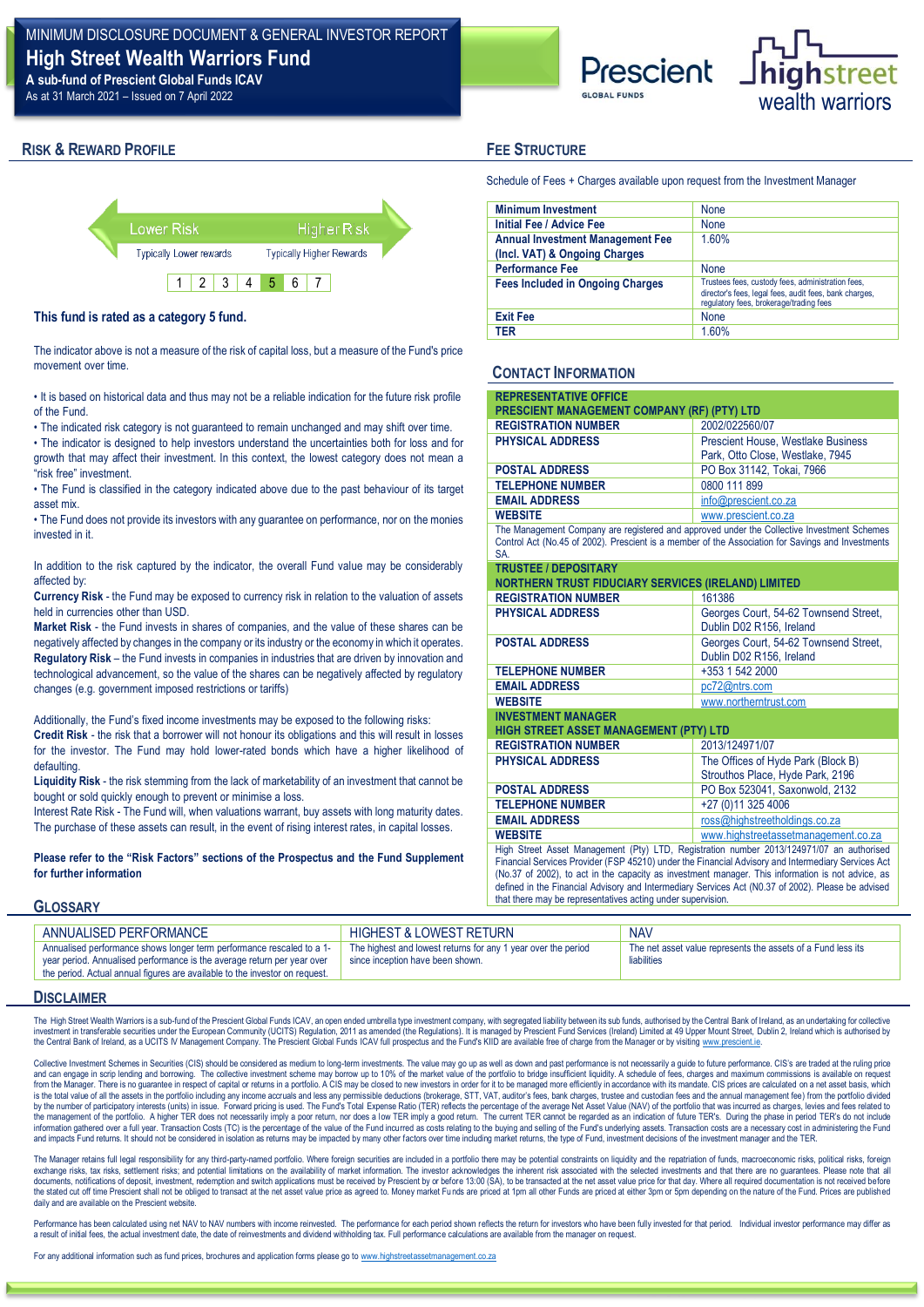MINIMUM DISCLOSURE DOCUMENT & GENERAL INVESTOR REPORT

# High Street Wealth Warriors Fund

**A sub-fund of Prescient Global Funds ICAV**

As at 31 March 2021 – Issued on 7 April 2022

## Risk & Reward Profile

Lower Risk — Higher Risk

Typically Lower rewards — Typically Higher Rewards

1 2 3 4 5 6 7

**This fund is rated as a category 5 fund.**

The indicator above is not a measure of the risk of capital loss, but a measure of the Fund's price movement over time.

- It is based on historical data and thus may not be a reliable indication for the future risk profile of the Fund.
- The indicated risk category is not guaranteed to remain unchanged and may shift over time.
- The indicator is designed to help investors understand the uncertainties both for loss and for growth that may affect their investment. In this context, the lowest category does not mean a "risk free" investment.
- The Fund is classified in the category indicated above due to the past behaviour of its target asset mix.
- The Fund does not provide its investors with any guarantee on performance, nor on the monies invested in it.

In addition to the risk captured by the indicator, the overall Fund value may be considerably affected by:

**Currency Risk** - the Fund may be exposed to currency risk in relation to the valuation of assets held in currencies other than USD.

**Market Risk** - the Fund invests in shares of companies, and the value of these shares can be negatively affected by changes in the company or its industry or the economy in which it operates.

**Regulatory Risk** – the Fund invests in companies in industries that are driven by innovation and technological advancement, so the value of the shares can be negatively affected by regulatory changes (e.g. government imposed restrictions or tariffs)

Additionally, the Fund's fixed income investments may be exposed to the following risks:

**Credit Risk** - the risk that a borrower will not honour its obligations and this will result in losses for the investor. The Fund may hold lower-rated bonds which have a higher likelihood of defaulting.

**Liquidity Risk** - the risk stemming from the lack of marketability of an investment that cannot be bought or sold quickly enough to prevent or minimise a loss.

Interest Rate Risk - The Fund will, when valuations warrant, buy assets with long maturity dates. The purchase of these assets can result, in the event of rising interest rates, in capital losses.

**Please refer to the "Risk Factors" sections of the Prospectus and the Fund Supplement for further information**

## Fee Structure

Schedule of Fees + Charges available upon request from the Investment Manager

| | |
|---|---|
| **Minimum Investment** | None |
| **Initial Fee / Advice Fee** | None |
| **Annual Investment Management Fee (Incl. VAT) & Ongoing Charges** | 1.60% |
| **Performance Fee** | None |
| **Fees Included in Ongoing Charges** | Trustees fees, custody fees, administration fees, director's fees, legal fees, audit fees, bank charges, regulatory fees, brokerage/trading fees |
| **Exit Fee** | None |
| **TER** | 1.60% |

## Contact Information

| | |
|---|---|
| **REPRESENTATIVE OFFICE PRESCIENT MANAGEMENT COMPANY (RF) (PTY) LTD** | |
| **REGISTRATION NUMBER** | 2002/022560/07 |
| **PHYSICAL ADDRESS** | Prescient House, Westlake Business Park, Otto Close, Westlake, 7945 |
| **POSTAL ADDRESS** | PO Box 31142, Tokai, 7966 |
| **TELEPHONE NUMBER** | 0800 111 899 |
| **EMAIL ADDRESS** | info@prescient.co.za |
| **WEBSITE** | www.prescient.co.za |
| The Management Company are registered and approved under the Collective Investment Schemes Control Act (No.45 of 2002). Prescient is a member of the Association for Savings and Investments SA. | |
| **TRUSTEE / DEPOSITARY NORTHERN TRUST FIDUCIARY SERVICES (IRELAND) LIMITED** | |
| **REGISTRATION NUMBER** | 161386 |
| **PHYSICAL ADDRESS** | Georges Court, 54-62 Townsend Street, Dublin D02 R156, Ireland |
| **POSTAL ADDRESS** | Georges Court, 54-62 Townsend Street, Dublin D02 R156, Ireland |
| **TELEPHONE NUMBER** | +353 1 542 2000 |
| **EMAIL ADDRESS** | pc72@ntrs.com |
| **WEBSITE** | www.northerntrust.com |
| **INVESTMENT MANAGER HIGH STREET ASSET MANAGEMENT (PTY) LTD** | |
| **REGISTRATION NUMBER** | 2013/124971/07 |
| **PHYSICAL ADDRESS** | The Offices of Hyde Park (Block B) Strouthos Place, Hyde Park, 2196 |
| **POSTAL ADDRESS** | PO Box 523041, Saxonwold, 2132 |
| **TELEPHONE NUMBER** | +27 (0)11 325 4006 |
| **EMAIL ADDRESS** | ross@highstreetholdings.co.za |
| **WEBSITE** | www.highstreetassetmanagement.co.za |
| High Street Asset Management (Pty) LTD, Registration number 2013/124971/07 an authorised Financial Services Provider (FSP 45210) under the Financial Advisory and Intermediary Services Act (No.37 of 2002), to act in the capacity as investment manager. This information is not advice, as defined in the Financial Advisory and Intermediary Services Act (N0.37 of 2002). Please be advised that there may be representatives acting under supervision. | |

## Glossary

| ANNUALISED PERFORMANCE | HIGHEST & LOWEST RETURN | NAV |
|---|---|---|
| Annualised performance shows longer term performance rescaled to a 1-year period. Annualised performance is the average return per year over the period. Actual annual figures are available to the investor on request. | The highest and lowest returns for any 1 year over the period since inception have been shown. | The net asset value represents the assets of a Fund less its liabilities |

## Disclaimer

The High Street Wealth Warriors is a sub-fund of the Prescient Global Funds ICAV, an open ended umbrella type investment company, with segregated liability between its sub funds, authorised by the Central Bank of Ireland, as an undertaking for collective investment in transferable securities under the European Community (UCITS) Regulation, 2011 as amended (the Regulations). It is managed by Prescient Fund Services (Ireland) Limited at 49 Upper Mount Street, Dublin 2, Ireland which is authorised by the Central Bank of Ireland, as a UCITS IV Management Company. The Prescient Global Funds ICAV full prospectus and the Fund's KIID are available free of charge from the Manager or by visiting www.prescient.ie.

Collective Investment Schemes in Securities (CIS) should be considered as medium to long-term investments. The value may go up as well as down and past performance is not necessarily a guide to future performance. CIS's are traded at the ruling price and can engage in scrip lending and borrowing. The collective investment scheme may borrow up to 10% of the market value of the portfolio to bridge insufficient liquidity. A schedule of fees, charges and maximum commissions is available on request from the Manager. There is no guarantee in respect of capital or returns in a portfolio. A CIS may be closed to new investors in order for it to be managed more efficiently in accordance with its mandate. CIS prices are calculated on a net asset basis, which is the total value of all the assets in the portfolio including any income accruals and less any permissible deductions (brokerage, STT, VAT, auditor's fees, bank charges, trustee and custodian fees and the annual management fee) from the portfolio divided by the number of participatory interests (units) in issue. Forward pricing is used. The Fund's Total Expense Ratio (TER) reflects the percentage of the average Net Asset Value (NAV) of the portfolio that was incurred as charges, levies and fees related to the management of the portfolio. A higher TER does not necessarily imply a poor return, nor does a low TER imply a good return. The current TER cannot be regarded as an indication of future TER's. During the phase in period TER's do not include information gathered over a full year. Transaction Costs (TC) is the percentage of the value of the Fund incurred as costs relating to the buying and selling of the Fund's underlying assets. Transaction costs are a necessary cost in administering the Fund and impacts Fund returns. It should not be considered in isolation as returns may be impacted by many other factors over time including market returns, the type of Fund, investment decisions of the investment manager and the TER.

The Manager retains full legal responsibility for any third-party-named portfolio. Where foreign securities are included in a portfolio there may be potential constraints on liquidity and the repatriation of funds, macroeconomic risks, political risks, foreign exchange risks, tax risks, settlement risks; and potential limitations on the availability of market information. The investor acknowledges the inherent risk associated with the selected investments and that there are no guarantees. Please note that all documents, notifications of deposit, investment, redemption and switch applications must be received by Prescient by or before 13:00 (SA), to be transacted at the net asset value price for that day. Where all required documentation is not received before the stated cut off time Prescient shall not be obliged to transact at the net asset value price as agreed to. Money market Funds are priced at 1pm all other Funds are priced at either 3pm or 5pm depending on the nature of the Fund. Prices are published daily and are available on the Prescient website.

Performance has been calculated using net NAV to NAV numbers with income reinvested. The performance for each period shown reflects the return for investors who have been fully invested for that period. Individual investor performance may differ as a result of initial fees, the actual investment date, the date of reinvestments and dividend withholding tax. Full performance calculations are available from the manager on request.

For any additional information such as fund prices, brochures and application forms please go to www.highstreetassetmanagement.co.za